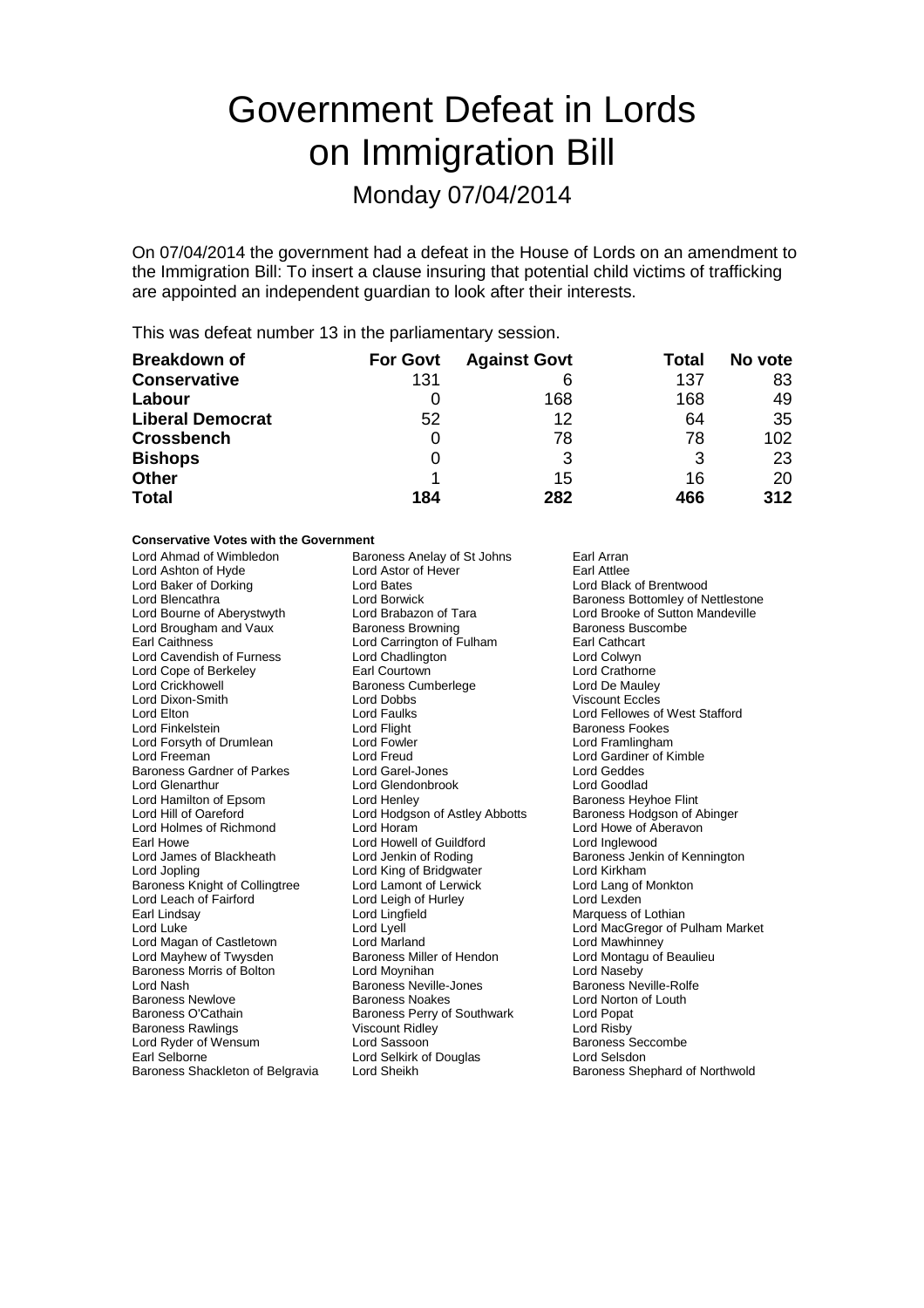# Government Defeat in Lords on Immigration Bill

## Monday 07/04/2014

On 07/04/2014 the government had a defeat in the House of Lords on an amendment to the Immigration Bill: To insert a clause insuring that potential child victims of trafficking are appointed an independent guardian to look after their interests.

This was defeat number 13 in the parliamentary session.

| Breakdown of | For Govt | Against Govt | Total | No vote |
|---|---|---|---|---|
| **Conservative** | 131 | 6 | 137 | 83 |
| **Labour** | 0 | 168 | 168 | 49 |
| **Liberal Democrat** | 52 | 12 | 64 | 35 |
| **Crossbench** | 0 | 78 | 78 | 102 |
| **Bishops** | 0 | 3 | 3 | 23 |
| **Other** | 1 | 15 | 16 | 20 |
| **Total** | **184** | **282** | **466** | **312** |

**Conservative Votes with the Government**

Lord Ahmad of Wimbledon, Baroness Anelay of St Johns, Earl Arran, Lord Ashton of Hyde, Lord Astor of Hever, Earl Attlee, Lord Baker of Dorking, Lord Bates, Lord Black of Brentwood, Lord Blencathra, Lord Borwick, Baroness Bottomley of Nettlestone, Lord Bourne of Aberystwyth, Lord Brabazon of Tara, Lord Brooke of Sutton Mandeville, Lord Brougham and Vaux, Baroness Browning, Baroness Buscombe, Earl Caithness, Lord Carrington of Fulham, Earl Cathcart, Lord Cavendish of Furness, Lord Chadlington, Lord Colwyn, Lord Cope of Berkeley, Earl Courtown, Lord Crathorne, Lord Crickhowell, Baroness Cumberlege, Lord De Mauley, Lord Dixon-Smith, Lord Dobbs, Viscount Eccles, Lord Elton, Lord Faulks, Lord Fellowes of West Stafford, Lord Finkelstein, Lord Flight, Baroness Fookes, Lord Forsyth of Drumlean, Lord Fowler, Lord Framlingham, Lord Freeman, Lord Freud, Lord Gardiner of Kimble, Baroness Gardner of Parkes, Lord Garel-Jones, Lord Geddes, Lord Glenarthur, Lord Glendonbrook, Lord Goodlad, Lord Hamilton of Epsom, Lord Henley, Baroness Heyhoe Flint, Lord Hill of Oareford, Lord Hodgson of Astley Abbotts, Baroness Hodgson of Abinger, Lord Holmes of Richmond, Lord Horam, Lord Howe of Aberavon, Earl Howe, Lord Howell of Guildford, Lord Inglewood, Lord James of Blackheath, Lord Jenkin of Roding, Baroness Jenkin of Kennington, Lord Jopling, Lord King of Bridgwater, Lord Kirkham, Baroness Knight of Collingtree, Lord Lamont of Lerwick, Lord Lang of Monkton, Lord Leach of Fairford, Lord Leigh of Hurley, Lord Lexden, Earl Lindsay, Lord Lingfield, Marquess of Lothian, Lord Luke, Lord Lyell, Lord MacGregor of Pulham Market, Lord Magan of Castletown, Lord Marland, Lord Mawhinney, Lord Mayhew of Twysden, Baroness Miller of Hendon, Lord Montagu of Beaulieu, Baroness Morris of Bolton, Lord Moynihan, Lord Naseby, Lord Nash, Baroness Neville-Jones, Baroness Neville-Rolfe, Baroness Newlove, Baroness Noakes, Lord Norton of Louth, Baroness O'Cathain, Baroness Perry of Southwark, Lord Popat, Baroness Rawlings, Viscount Ridley, Lord Risby, Lord Ryder of Wensum, Lord Sassoon, Baroness Seccombe, Earl Selborne, Lord Selkirk of Douglas, Lord Selsdon, Baroness Shackleton of Belgravia, Lord Sheikh, Baroness Shephard of Northwold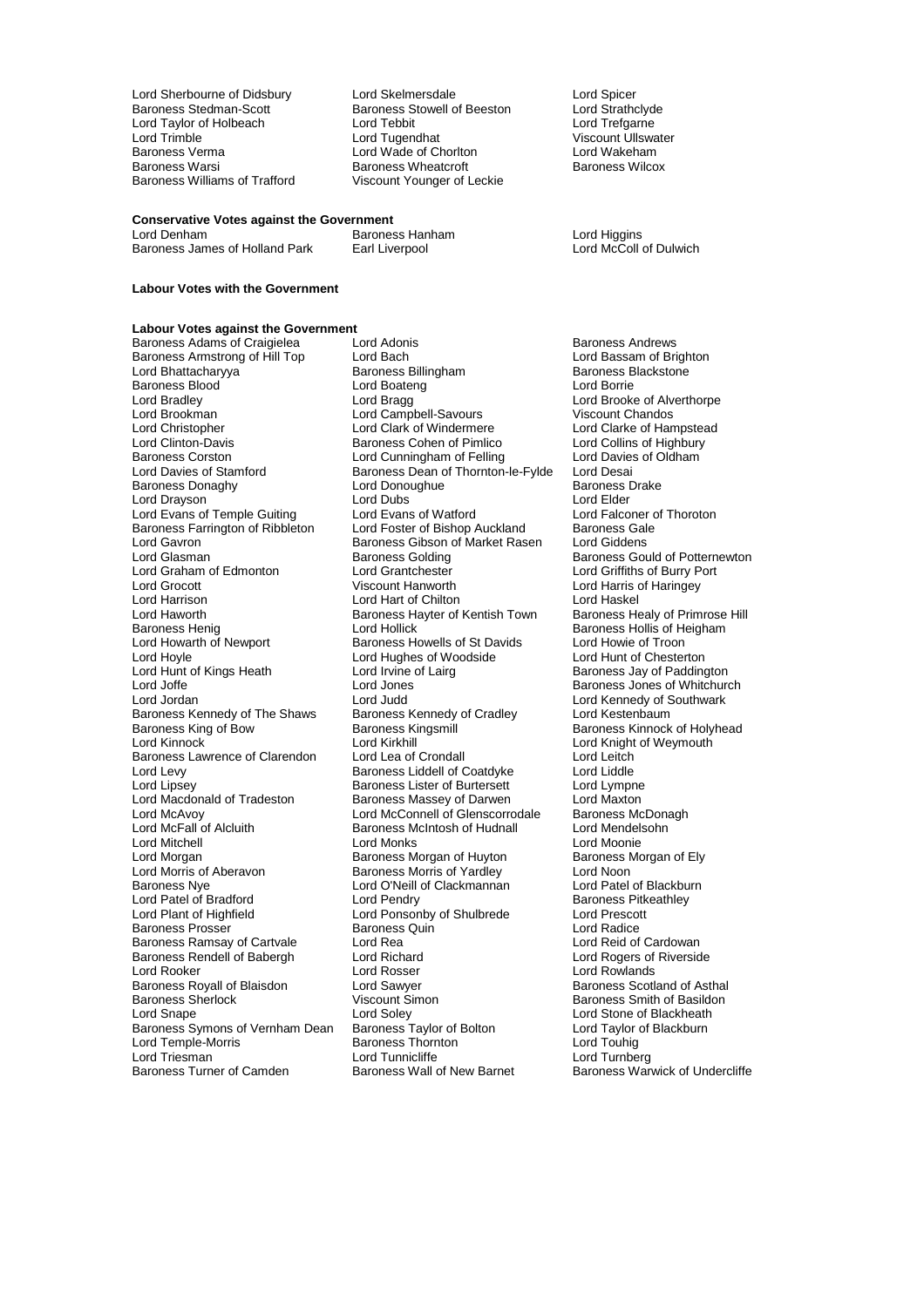Lord Sherbourne of Didsbury
Lord Skelmersdale
Lord Spicer
Baroness Stedman-Scott
Baroness Stowell of Beeston
Lord Strathclyde
Lord Taylor of Holbeach
Lord Tebbit
Lord Trefgarne
Lord Trimble
Lord Tugendhat
Viscount Ullswater
Baroness Verma
Lord Wade of Chorlton
Lord Wakeham
Baroness Warsi
Baroness Wheatcroft
Baroness Wilcox
Baroness Williams of Trafford
Viscount Younger of Leckie

**Conservative Votes against the Government**

Lord Denham
Baroness Hanham
Lord Higgins
Baroness James of Holland Park
Earl Liverpool
Lord McColl of Dulwich

**Labour Votes with the Government**

**Labour Votes against the Government**

Baroness Adams of Craigielea
Lord Adonis
Baroness Andrews
Baroness Armstrong of Hill Top
Lord Bach
Lord Bassam of Brighton
Lord Bhattacharyya
Baroness Billingham
Baroness Blackstone
Baroness Blood
Lord Boateng
Lord Borrie
Lord Bradley
Lord Bragg
Lord Brooke of Alverthorpe
Lord Brookman
Lord Campbell-Savours
Viscount Chandos
Lord Christopher
Lord Clark of Windermere
Lord Clarke of Hampstead
Lord Clinton-Davis
Baroness Cohen of Pimlico
Lord Collins of Highbury
Baroness Corston
Lord Cunningham of Felling
Lord Davies of Oldham
Lord Davies of Stamford
Baroness Dean of Thornton-le-Fylde
Lord Desai
Baroness Donaghy
Lord Donoughue
Baroness Drake
Lord Drayson
Lord Dubs
Lord Elder
Lord Evans of Temple Guiting
Lord Evans of Watford
Lord Falconer of Thoroton
Baroness Farrington of Ribbleton
Lord Foster of Bishop Auckland
Baroness Gale
Lord Gavron
Baroness Gibson of Market Rasen
Lord Giddens
Lord Glasman
Baroness Golding
Baroness Gould of Potternewton
Lord Graham of Edmonton
Lord Grantchester
Lord Griffiths of Burry Port
Lord Grocott
Viscount Hanworth
Lord Harris of Haringey
Lord Harrison
Lord Hart of Chilton
Lord Haskel
Lord Haworth
Baroness Hayter of Kentish Town
Baroness Healy of Primrose Hill
Baroness Henig
Lord Hollick
Baroness Hollis of Heigham
Lord Howarth of Newport
Baroness Howells of St Davids
Lord Howie of Troon
Lord Hoyle
Lord Hughes of Woodside
Lord Hunt of Chesterton
Lord Hunt of Kings Heath
Lord Irvine of Lairg
Baroness Jay of Paddington
Lord Joffe
Lord Jones
Baroness Jones of Whitchurch
Lord Jordan
Lord Judd
Lord Kennedy of Southwark
Baroness Kennedy of The Shaws
Baroness Kennedy of Cradley
Lord Kestenbaum
Baroness King of Bow
Baroness Kingsmill
Baroness Kinnock of Holyhead
Lord Kinnock
Lord Kirkhill
Lord Knight of Weymouth
Baroness Lawrence of Clarendon
Lord Lea of Crondall
Lord Leitch
Lord Levy
Baroness Liddell of Coatdyke
Lord Liddle
Lord Lipsey
Baroness Lister of Burtersett
Lord Lympne
Lord Macdonald of Tradeston
Baroness Massey of Darwen
Lord Maxton
Lord McAvoy
Lord McConnell of Glenscorrodale
Baroness McDonagh
Lord McFall of Alcluith
Baroness McIntosh of Hudnall
Lord Mendelsohn
Lord Mitchell
Lord Monks
Lord Moonie
Lord Morgan
Baroness Morgan of Huyton
Baroness Morgan of Ely
Lord Morris of Aberavon
Baroness Morris of Yardley
Lord Noon
Baroness Nye
Lord O'Neill of Clackmannan
Lord Patel of Blackburn
Lord Patel of Bradford
Lord Pendry
Baroness Pitkeathley
Lord Plant of Highfield
Lord Ponsonby of Shulbrede
Lord Prescott
Baroness Prosser
Baroness Quin
Lord Radice
Baroness Ramsay of Cartvale
Lord Rea
Lord Reid of Cardowan
Baroness Rendell of Babergh
Lord Richard
Lord Rogers of Riverside
Lord Rooker
Lord Rosser
Lord Rowlands
Baroness Royall of Blaisdon
Lord Sawyer
Baroness Scotland of Asthal
Baroness Sherlock
Viscount Simon
Baroness Smith of Basildon
Lord Snape
Lord Soley
Lord Stone of Blackheath
Baroness Symons of Vernham Dean
Baroness Taylor of Bolton
Lord Taylor of Blackburn
Lord Temple-Morris
Baroness Thornton
Lord Touhig
Lord Triesman
Lord Tunnicliffe
Lord Turnberg
Baroness Turner of Camden
Baroness Wall of New Barnet
Baroness Warwick of Undercliffe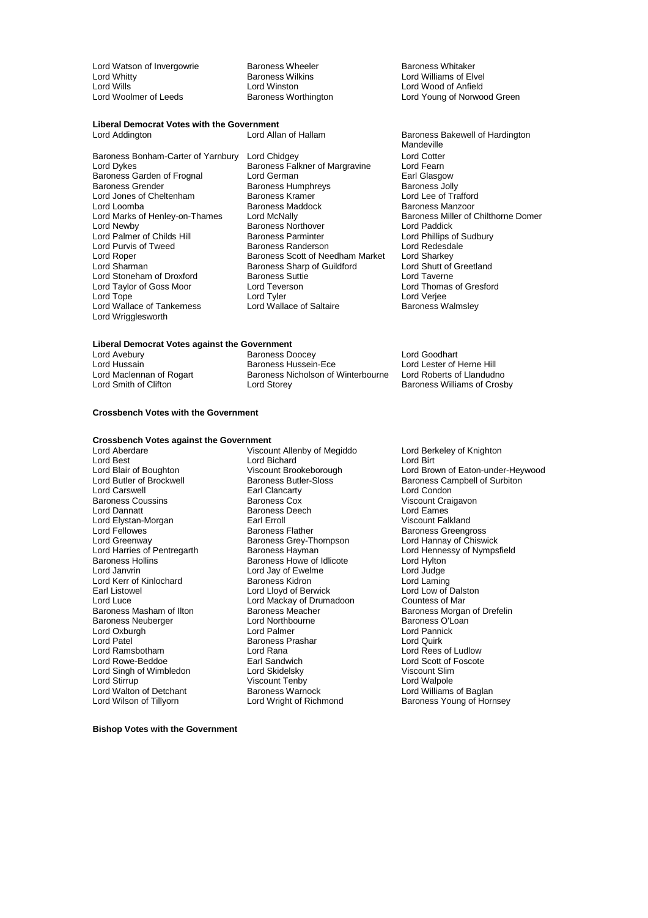Lord Watson of Invergowrie
Baroness Wheeler
Baroness Whitaker
Lord Whitty
Baroness Wilkins
Lord Williams of Elvel
Lord Wills
Lord Winston
Lord Wood of Anfield
Lord Woolmer of Leeds
Baroness Worthington
Lord Young of Norwood Green

**Liberal Democrat Votes with the Government**

Lord Addington
Lord Allan of Hallam
Baroness Bakewell of Hardington Mandeville
Baroness Bonham-Carter of Yarnbury
Lord Chidgey
Lord Cotter
Lord Dykes
Baroness Falkner of Margravine
Lord Fearn
Baroness Garden of Frognal
Lord German
Earl Glasgow
Baroness Grender
Baroness Humphreys
Baroness Jolly
Lord Jones of Cheltenham
Baroness Kramer
Lord Lee of Trafford
Lord Loomba
Baroness Maddock
Baroness Manzoor
Lord Marks of Henley-on-Thames
Lord McNally
Baroness Miller of Chilthorne Domer
Lord Newby
Baroness Northover
Lord Paddick
Lord Palmer of Childs Hill
Baroness Parminter
Lord Phillips of Sudbury
Lord Purvis of Tweed
Baroness Randerson
Lord Redesdale
Lord Roper
Baroness Scott of Needham Market
Lord Sharkey
Lord Sharman
Baroness Sharp of Guildford
Lord Shutt of Greetland
Lord Stoneham of Droxford
Baroness Suttie
Lord Taverne
Lord Taylor of Goss Moor
Lord Teverson
Lord Thomas of Gresford
Lord Tope
Lord Tyler
Lord Verjee
Lord Wallace of Tankerness
Lord Wallace of Saltaire
Baroness Walmsley
Lord Wrigglesworth

**Liberal Democrat Votes against the Government**

Lord Avebury
Baroness Doocey
Lord Goodhart
Lord Hussain
Baroness Hussein-Ece
Lord Lester of Herne Hill
Lord Maclennan of Rogart
Baroness Nicholson of Winterbourne
Lord Roberts of Llandudno
Lord Smith of Clifton
Lord Storey
Baroness Williams of Crosby

**Crossbench Votes with the Government**

**Crossbench Votes against the Government**

Lord Aberdare
Viscount Allenby of Megiddo
Lord Berkeley of Knighton
Lord Best
Lord Bichard
Lord Birt
Lord Blair of Boughton
Viscount Brookeborough
Lord Brown of Eaton-under-Heywood
Lord Butler of Brockwell
Baroness Butler-Sloss
Baroness Campbell of Surbiton
Lord Carswell
Earl Clancarty
Lord Condon
Baroness Coussins
Baroness Cox
Viscount Craigavon
Lord Dannatt
Baroness Deech
Lord Eames
Lord Elystan-Morgan
Earl Erroll
Viscount Falkland
Lord Fellowes
Baroness Flather
Baroness Greengross
Lord Greenway
Baroness Grey-Thompson
Lord Hannay of Chiswick
Lord Harries of Pentregarth
Baroness Hayman
Lord Hennessy of Nympsfield
Baroness Hollins
Baroness Howe of Idlicote
Lord Hylton
Lord Janvrin
Lord Jay of Ewelme
Lord Judge
Lord Kerr of Kinlochard
Baroness Kidron
Lord Laming
Earl Listowel
Lord Lloyd of Berwick
Lord Low of Dalston
Lord Luce
Lord Mackay of Drumadoon
Countess of Mar
Baroness Masham of Ilton
Baroness Meacher
Baroness Morgan of Drefelin
Baroness Neuberger
Lord Northbourne
Baroness O'Loan
Lord Oxburgh
Lord Palmer
Lord Pannick
Lord Patel
Baroness Prashar
Lord Quirk
Lord Ramsbotham
Lord Rana
Lord Rees of Ludlow
Lord Rowe-Beddoe
Earl Sandwich
Lord Scott of Foscote
Lord Singh of Wimbledon
Lord Skidelsky
Viscount Slim
Lord Stirrup
Viscount Tenby
Lord Walpole
Lord Walton of Detchant
Baroness Warnock
Lord Williams of Baglan
Lord Wilson of Tillyorn
Lord Wright of Richmond
Baroness Young of Hornsey

**Bishop Votes with the Government**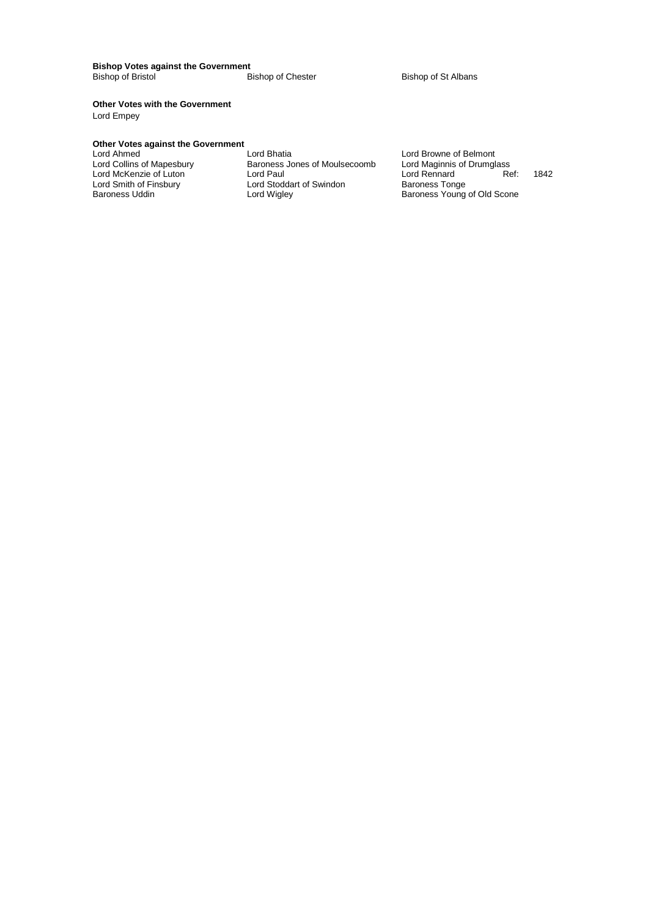**Bishop Votes against the Government**

Bishop of Bristol
Bishop of Chester
Bishop of St Albans

**Other Votes with the Government**

Lord Empey

**Other Votes against the Government**

Lord Ahmed
Lord Bhatia
Lord Browne of Belmont
Lord Collins of Mapesbury
Baroness Jones of Moulsecoomb
Lord Maginnis of Drumglass
Lord McKenzie of Luton
Lord Paul
Lord Rennard
Lord Smith of Finsbury
Lord Stoddart of Swindon
Baroness Tonge
Baroness Uddin
Lord Wigley
Baroness Young of Old Scone

Ref: 1842